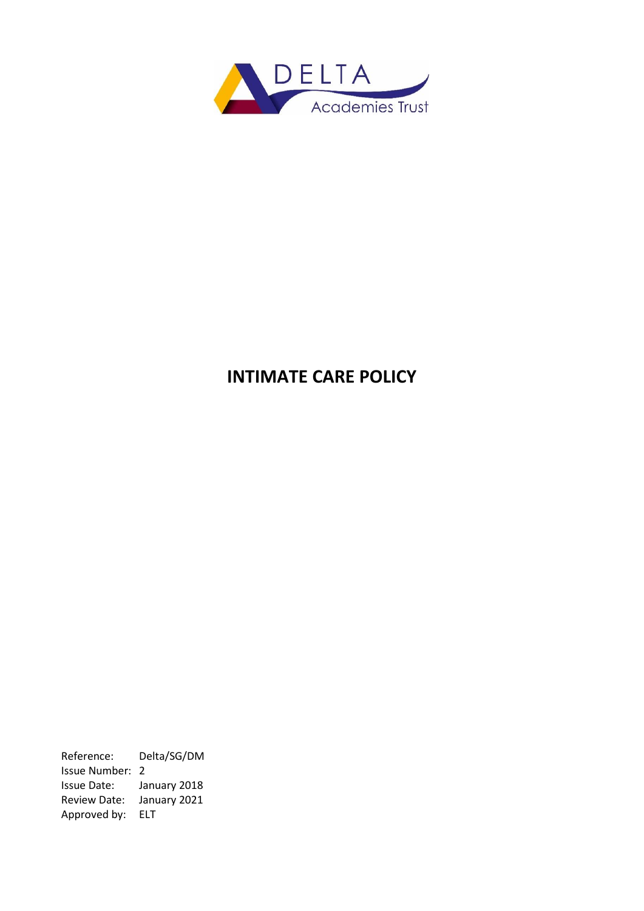DELTA

Academies Trust

# INTIMATE CARE POLICY

| | |
|---|---|
| Reference: | Delta/SG/DM |
| Issue Number: | 2 |
| Issue Date: | January 2018 |
| Review Date: | January 2021 |
| Approved by: | ELT |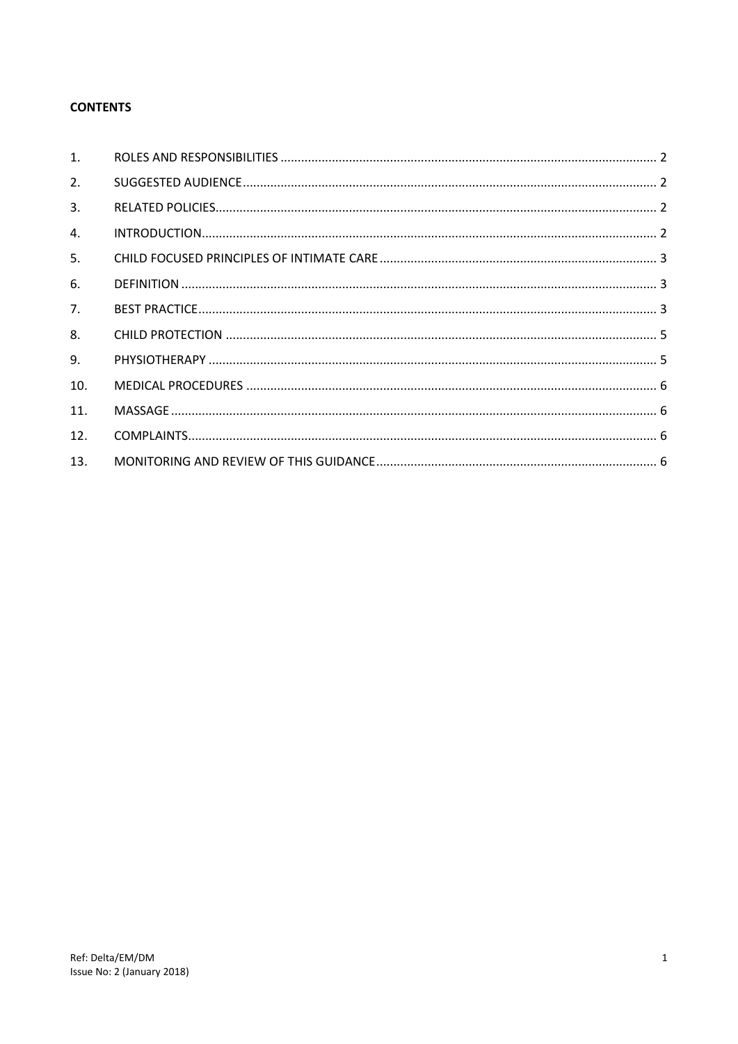**CONTENTS**

| | | |
|---|---|---|
| 1. | ROLES AND RESPONSIBILITIES | 2 |
| 2. | SUGGESTED AUDIENCE | 2 |
| 3. | RELATED POLICIES | 2 |
| 4. | INTRODUCTION | 2 |
| 5. | CHILD FOCUSED PRINCIPLES OF INTIMATE CARE | 3 |
| 6. | DEFINITION | 3 |
| 7. | BEST PRACTICE | 3 |
| 8. | CHILD PROTECTION | 5 |
| 9. | PHYSIOTHERAPY | 5 |
| 10. | MEDICAL PROCEDURES | 6 |
| 11. | MASSAGE | 6 |
| 12. | COMPLAINTS | 6 |
| 13. | MONITORING AND REVIEW OF THIS GUIDANCE | 6 |

Ref: Delta/EM/DM
Issue No: 2 (January 2018)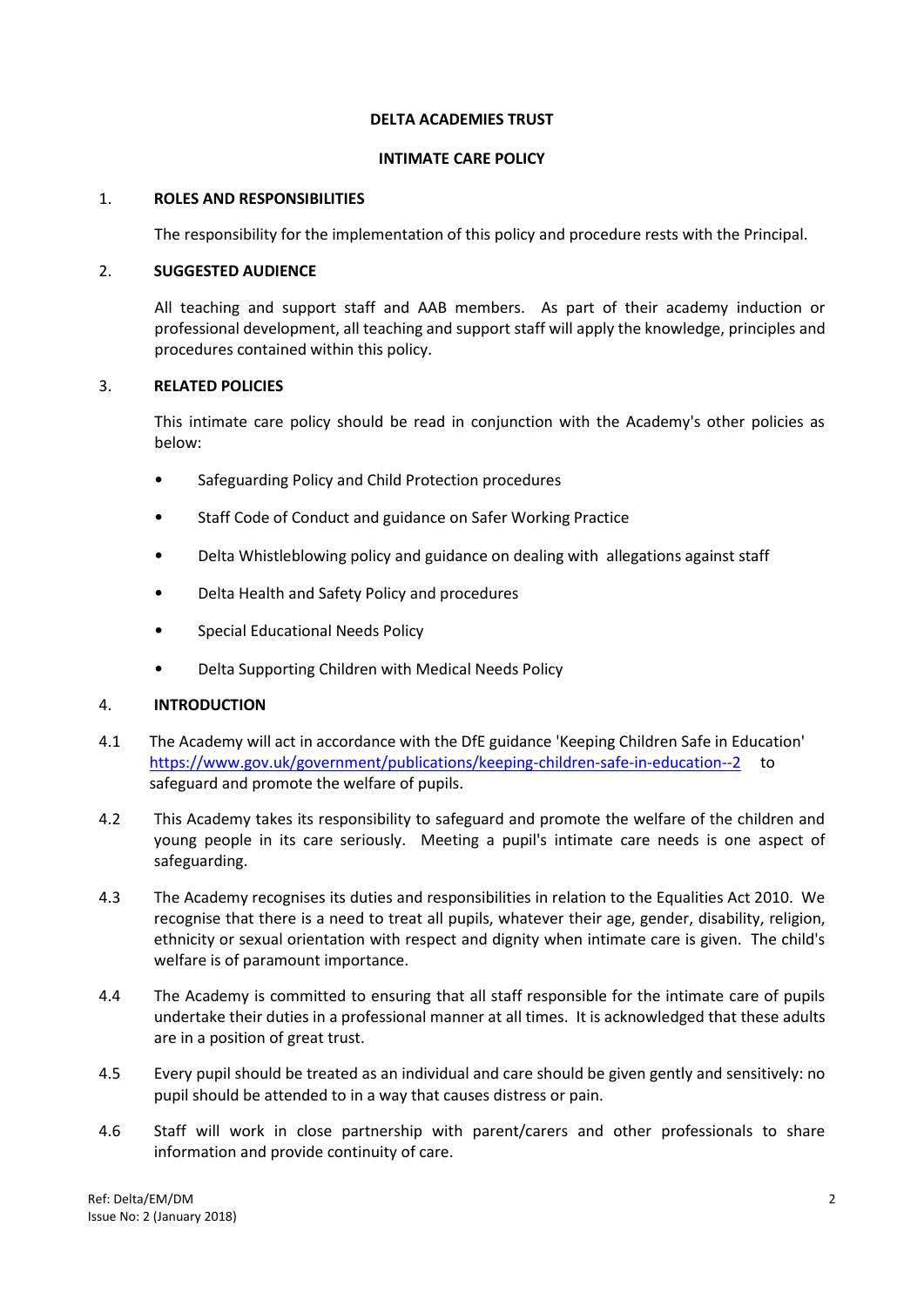**DELTA ACADEMIES TRUST**

**INTIMATE CARE POLICY**

## 1. ROLES AND RESPONSIBILITIES

The responsibility for the implementation of this policy and procedure rests with the Principal.

## 2. SUGGESTED AUDIENCE

All teaching and support staff and AAB members. As part of their academy induction or professional development, all teaching and support staff will apply the knowledge, principles and procedures contained within this policy.

## 3. RELATED POLICIES

This intimate care policy should be read in conjunction with the Academy's other policies as below:

- Safeguarding Policy and Child Protection procedures
- Staff Code of Conduct and guidance on Safer Working Practice
- Delta Whistleblowing policy and guidance on dealing with allegations against staff
- Delta Health and Safety Policy and procedures
- Special Educational Needs Policy
- Delta Supporting Children with Medical Needs Policy

## 4. INTRODUCTION

4.1 The Academy will act in accordance with the DfE guidance 'Keeping Children Safe in Education' https://www.gov.uk/government/publications/keeping-children-safe-in-education--2 to safeguard and promote the welfare of pupils.

4.2 This Academy takes its responsibility to safeguard and promote the welfare of the children and young people in its care seriously. Meeting a pupil's intimate care needs is one aspect of safeguarding.

4.3 The Academy recognises its duties and responsibilities in relation to the Equalities Act 2010. We recognise that there is a need to treat all pupils, whatever their age, gender, disability, religion, ethnicity or sexual orientation with respect and dignity when intimate care is given. The child's welfare is of paramount importance.

4.4 The Academy is committed to ensuring that all staff responsible for the intimate care of pupils undertake their duties in a professional manner at all times. It is acknowledged that these adults are in a position of great trust.

4.5 Every pupil should be treated as an individual and care should be given gently and sensitively: no pupil should be attended to in a way that causes distress or pain.

4.6 Staff will work in close partnership with parent/carers and other professionals to share information and provide continuity of care.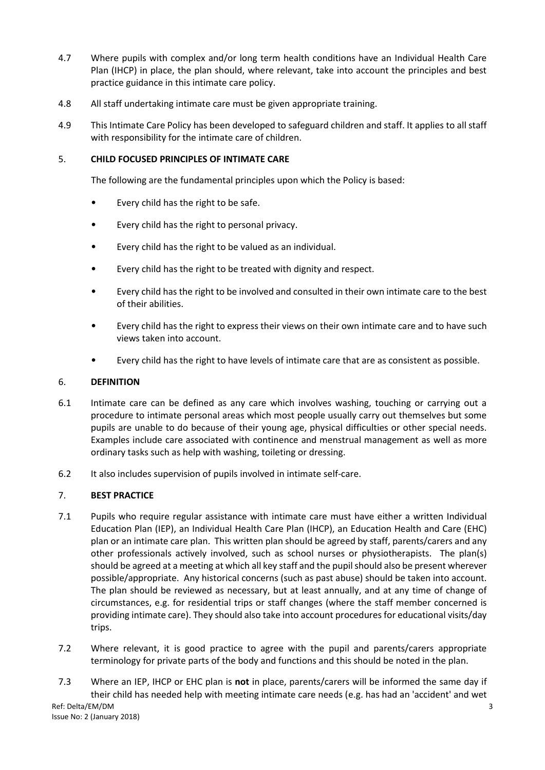4.7 Where pupils with complex and/or long term health conditions have an Individual Health Care Plan (IHCP) in place, the plan should, where relevant, take into account the principles and best practice guidance in this intimate care policy.

4.8 All staff undertaking intimate care must be given appropriate training.

4.9 This Intimate Care Policy has been developed to safeguard children and staff. It applies to all staff with responsibility for the intimate care of children.

## 5. CHILD FOCUSED PRINCIPLES OF INTIMATE CARE

The following are the fundamental principles upon which the Policy is based:

- Every child has the right to be safe.
- Every child has the right to personal privacy.
- Every child has the right to be valued as an individual.
- Every child has the right to be treated with dignity and respect.
- Every child has the right to be involved and consulted in their own intimate care to the best of their abilities.
- Every child has the right to express their views on their own intimate care and to have such views taken into account.
- Every child has the right to have levels of intimate care that are as consistent as possible.

## 6. DEFINITION

6.1 Intimate care can be defined as any care which involves washing, touching or carrying out a procedure to intimate personal areas which most people usually carry out themselves but some pupils are unable to do because of their young age, physical difficulties or other special needs. Examples include care associated with continence and menstrual management as well as more ordinary tasks such as help with washing, toileting or dressing.

6.2 It also includes supervision of pupils involved in intimate self-care.

## 7. BEST PRACTICE

7.1 Pupils who require regular assistance with intimate care must have either a written Individual Education Plan (IEP), an Individual Health Care Plan (IHCP), an Education Health and Care (EHC) plan or an intimate care plan. This written plan should be agreed by staff, parents/carers and any other professionals actively involved, such as school nurses or physiotherapists. The plan(s) should be agreed at a meeting at which all key staff and the pupil should also be present wherever possible/appropriate. Any historical concerns (such as past abuse) should be taken into account. The plan should be reviewed as necessary, but at least annually, and at any time of change of circumstances, e.g. for residential trips or staff changes (where the staff member concerned is providing intimate care). They should also take into account procedures for educational visits/day trips.

7.2 Where relevant, it is good practice to agree with the pupil and parents/carers appropriate terminology for private parts of the body and functions and this should be noted in the plan.

7.3 Where an IEP, IHCP or EHC plan is **not** in place, parents/carers will be informed the same day if their child has needed help with meeting intimate care needs (e.g. has had an 'accident' and wet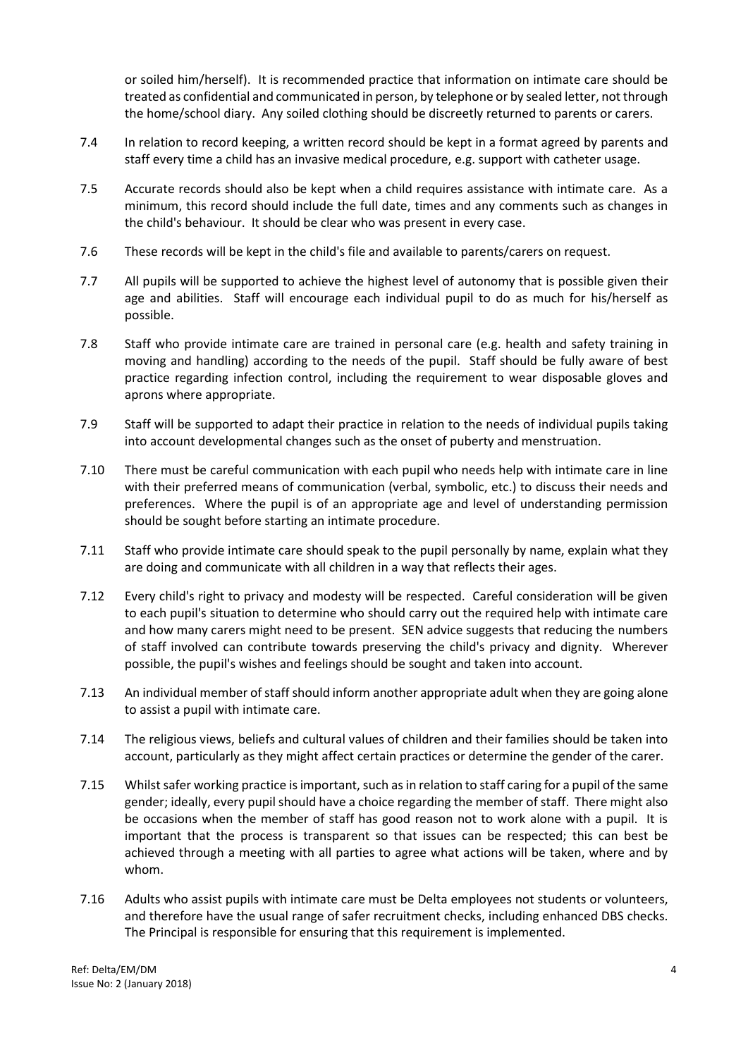or soiled him/herself). It is recommended practice that information on intimate care should be treated as confidential and communicated in person, by telephone or by sealed letter, not through the home/school diary. Any soiled clothing should be discreetly returned to parents or carers.

7.4 In relation to record keeping, a written record should be kept in a format agreed by parents and staff every time a child has an invasive medical procedure, e.g. support with catheter usage.

7.5 Accurate records should also be kept when a child requires assistance with intimate care. As a minimum, this record should include the full date, times and any comments such as changes in the child's behaviour. It should be clear who was present in every case.

7.6 These records will be kept in the child's file and available to parents/carers on request.

7.7 All pupils will be supported to achieve the highest level of autonomy that is possible given their age and abilities. Staff will encourage each individual pupil to do as much for his/herself as possible.

7.8 Staff who provide intimate care are trained in personal care (e.g. health and safety training in moving and handling) according to the needs of the pupil. Staff should be fully aware of best practice regarding infection control, including the requirement to wear disposable gloves and aprons where appropriate.

7.9 Staff will be supported to adapt their practice in relation to the needs of individual pupils taking into account developmental changes such as the onset of puberty and menstruation.

7.10 There must be careful communication with each pupil who needs help with intimate care in line with their preferred means of communication (verbal, symbolic, etc.) to discuss their needs and preferences. Where the pupil is of an appropriate age and level of understanding permission should be sought before starting an intimate procedure.

7.11 Staff who provide intimate care should speak to the pupil personally by name, explain what they are doing and communicate with all children in a way that reflects their ages.

7.12 Every child's right to privacy and modesty will be respected. Careful consideration will be given to each pupil's situation to determine who should carry out the required help with intimate care and how many carers might need to be present. SEN advice suggests that reducing the numbers of staff involved can contribute towards preserving the child's privacy and dignity. Wherever possible, the pupil's wishes and feelings should be sought and taken into account.

7.13 An individual member of staff should inform another appropriate adult when they are going alone to assist a pupil with intimate care.

7.14 The religious views, beliefs and cultural values of children and their families should be taken into account, particularly as they might affect certain practices or determine the gender of the carer.

7.15 Whilst safer working practice is important, such as in relation to staff caring for a pupil of the same gender; ideally, every pupil should have a choice regarding the member of staff. There might also be occasions when the member of staff has good reason not to work alone with a pupil. It is important that the process is transparent so that issues can be respected; this can best be achieved through a meeting with all parties to agree what actions will be taken, where and by whom.

7.16 Adults who assist pupils with intimate care must be Delta employees not students or volunteers, and therefore have the usual range of safer recruitment checks, including enhanced DBS checks. The Principal is responsible for ensuring that this requirement is implemented.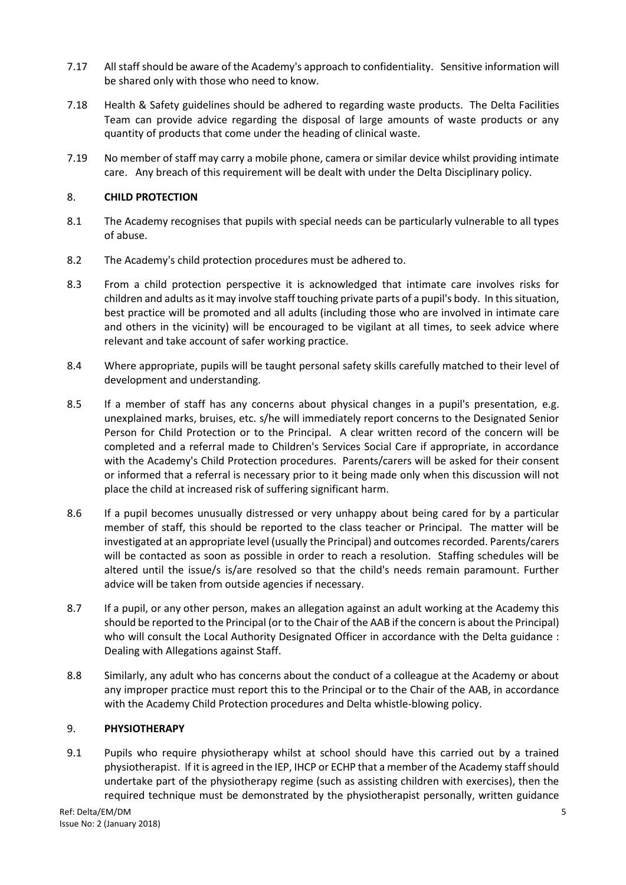7.17 All staff should be aware of the Academy's approach to confidentiality. Sensitive information will be shared only with those who need to know.

7.18 Health & Safety guidelines should be adhered to regarding waste products. The Delta Facilities Team can provide advice regarding the disposal of large amounts of waste products or any quantity of products that come under the heading of clinical waste.

7.19 No member of staff may carry a mobile phone, camera or similar device whilst providing intimate care. Any breach of this requirement will be dealt with under the Delta Disciplinary policy.

## 8. **CHILD PROTECTION**

8.1 The Academy recognises that pupils with special needs can be particularly vulnerable to all types of abuse.

8.2 The Academy's child protection procedures must be adhered to.

8.3 From a child protection perspective it is acknowledged that intimate care involves risks for children and adults as it may involve staff touching private parts of a pupil's body. In this situation, best practice will be promoted and all adults (including those who are involved in intimate care and others in the vicinity) will be encouraged to be vigilant at all times, to seek advice where relevant and take account of safer working practice.

8.4 Where appropriate, pupils will be taught personal safety skills carefully matched to their level of development and understanding.

8.5 If a member of staff has any concerns about physical changes in a pupil's presentation, e.g. unexplained marks, bruises, etc. s/he will immediately report concerns to the Designated Senior Person for Child Protection or to the Principal. A clear written record of the concern will be completed and a referral made to Children's Services Social Care if appropriate, in accordance with the Academy's Child Protection procedures. Parents/carers will be asked for their consent or informed that a referral is necessary prior to it being made only when this discussion will not place the child at increased risk of suffering significant harm.

8.6 If a pupil becomes unusually distressed or very unhappy about being cared for by a particular member of staff, this should be reported to the class teacher or Principal. The matter will be investigated at an appropriate level (usually the Principal) and outcomes recorded. Parents/carers will be contacted as soon as possible in order to reach a resolution. Staffing schedules will be altered until the issue/s is/are resolved so that the child's needs remain paramount. Further advice will be taken from outside agencies if necessary.

8.7 If a pupil, or any other person, makes an allegation against an adult working at the Academy this should be reported to the Principal (or to the Chair of the AAB if the concern is about the Principal) who will consult the Local Authority Designated Officer in accordance with the Delta guidance : Dealing with Allegations against Staff.

8.8 Similarly, any adult who has concerns about the conduct of a colleague at the Academy or about any improper practice must report this to the Principal or to the Chair of the AAB, in accordance with the Academy Child Protection procedures and Delta whistle-blowing policy.

## 9. **PHYSIOTHERAPY**

9.1 Pupils who require physiotherapy whilst at school should have this carried out by a trained physiotherapist. If it is agreed in the IEP, IHCP or ECHP that a member of the Academy staff should undertake part of the physiotherapy regime (such as assisting children with exercises), then the required technique must be demonstrated by the physiotherapist personally, written guidance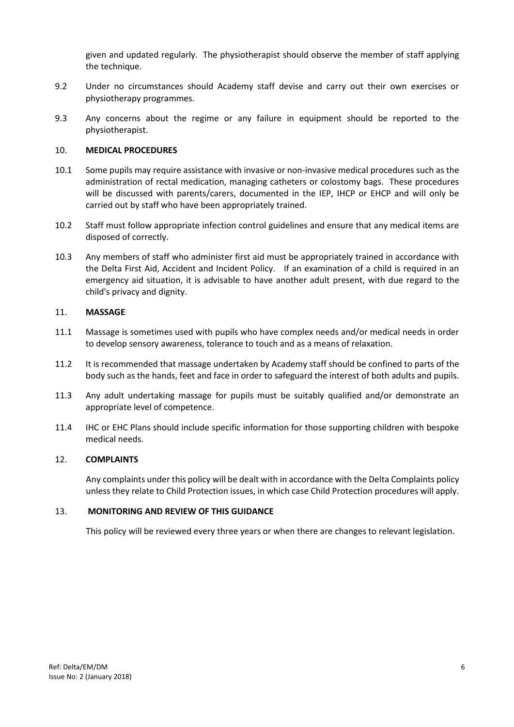given and updated regularly. The physiotherapist should observe the member of staff applying the technique.

9.2 Under no circumstances should Academy staff devise and carry out their own exercises or physiotherapy programmes.

9.3 Any concerns about the regime or any failure in equipment should be reported to the physiotherapist.

## 10. MEDICAL PROCEDURES

10.1 Some pupils may require assistance with invasive or non-invasive medical procedures such as the administration of rectal medication, managing catheters or colostomy bags. These procedures will be discussed with parents/carers, documented in the IEP, IHCP or EHCP and will only be carried out by staff who have been appropriately trained.

10.2 Staff must follow appropriate infection control guidelines and ensure that any medical items are disposed of correctly.

10.3 Any members of staff who administer first aid must be appropriately trained in accordance with the Delta First Aid, Accident and Incident Policy. If an examination of a child is required in an emergency aid situation, it is advisable to have another adult present, with due regard to the child's privacy and dignity.

## 11. MASSAGE

11.1 Massage is sometimes used with pupils who have complex needs and/or medical needs in order to develop sensory awareness, tolerance to touch and as a means of relaxation.

11.2 It is recommended that massage undertaken by Academy staff should be confined to parts of the body such as the hands, feet and face in order to safeguard the interest of both adults and pupils.

11.3 Any adult undertaking massage for pupils must be suitably qualified and/or demonstrate an appropriate level of competence.

11.4 IHC or EHC Plans should include specific information for those supporting children with bespoke medical needs.

## 12. COMPLAINTS

Any complaints under this policy will be dealt with in accordance with the Delta Complaints policy unless they relate to Child Protection issues, in which case Child Protection procedures will apply.

## 13. MONITORING AND REVIEW OF THIS GUIDANCE

This policy will be reviewed every three years or when there are changes to relevant legislation.